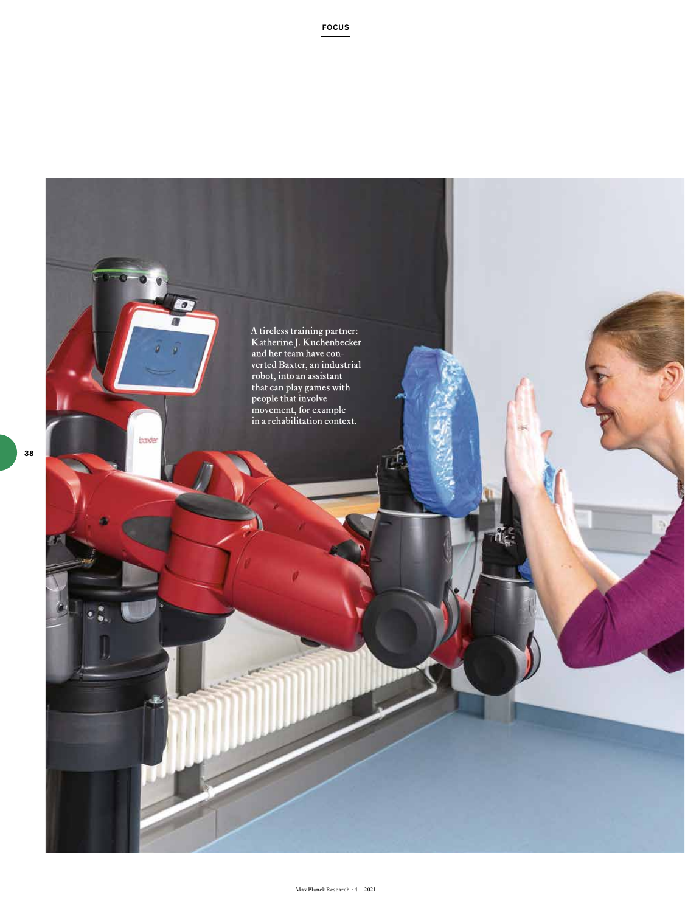A tireless training partner: Katherine J. Kuchenbecker and her team have converted Baxter, an industrial robot, into an assistant that can play games with people that involve movement, for example in a rehabilitation context.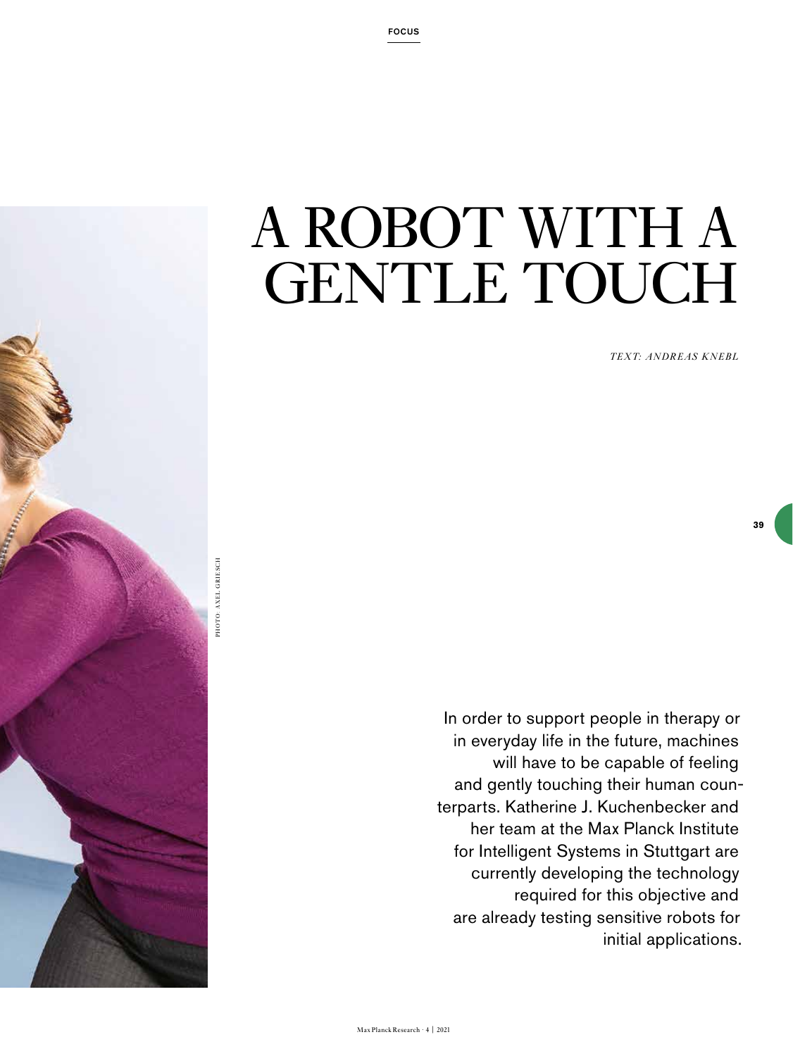# A ROBOT WITH A GENTLE TOUCH

*TEXT: ANDREAS KNEBL*

In order to support people in therapy or in everyday life in the future, machines will have to be capable of feeling and gently touching their human counterparts. Katherine J. Kuchenbecker and her team at the Max Planck Institute for Intelligent Systems in Stuttgart are currently developing the technology required for this objective and are already testing sensitive robots for initial applications.

PHOTO: AXEL GRIESCH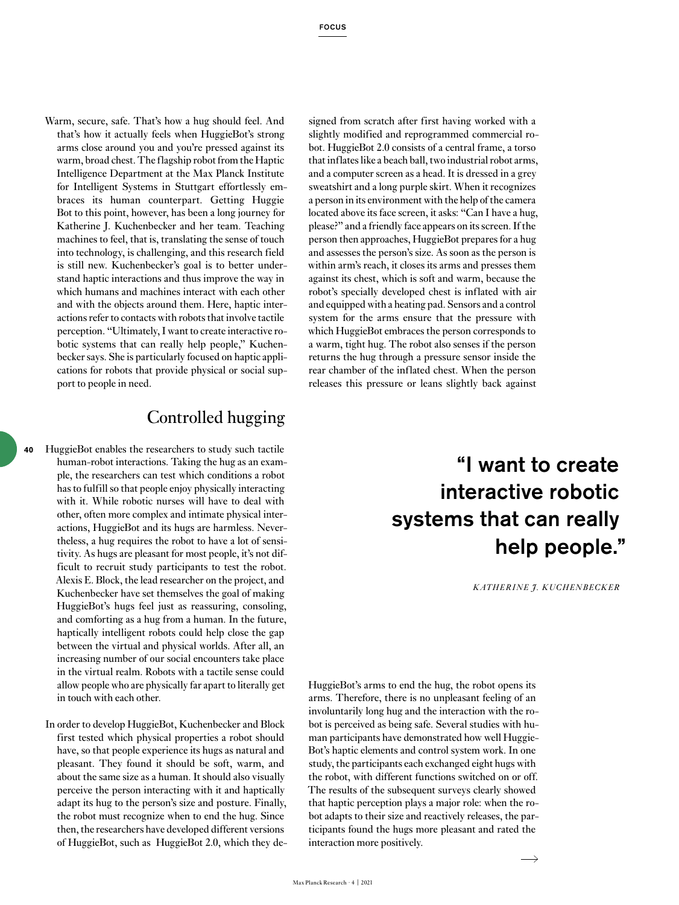Warm, secure, safe. That's how a hug should feel. And that's how it actually feels when HuggieBot's strong arms close around you and you're pressed against its warm, broad chest. The flagship robot from the Haptic Intelligence Department at the Max Planck Institute for Intelligent Systems in Stuttgart effortlessly embraces its human counterpart. Getting Huggie Bot to this point, however, has been a long journey for Katherine J. Kuchenbecker and her team. Teaching machines to feel, that is, translating the sense of touch into technology, is challenging, and this research field is still new. Kuchenbecker's goal is to better understand haptic interactions and thus improve the way in which humans and machines interact with each other and with the objects around them. Here, haptic interactions refer to contacts with robots that involve tactile perception. "Ultimately, I want to create interactive robotic systems that can really help people," Kuchenbecker says. She is particularly focused on haptic applications for robots that provide physical or social support to people in need.

## Controlled hugging

HuggieBot enables the researchers to study such tactile human-robot interactions. Taking the hug as an example, the researchers can test which conditions a robot has to fulfill so that people enjoy physically interacting with it. While robotic nurses will have to deal with other, often more complex and intimate physical interactions, HuggieBot and its hugs are harmless. Nevertheless, a hug requires the robot to have a lot of sensitivity. As hugs are pleasant for most people, it's not difficult to recruit study participants to test the robot. Alexis E. Block, the lead researcher on the project, and Kuchenbecker have set themselves the goal of making HuggieBot's hugs feel just as reassuring, consoling, and comforting as a hug from a human. In the future, haptically intelligent robots could help close the gap between the virtual and physical worlds. After all, an increasing number of our social encounters take place in the virtual realm. Robots with a tactile sense could allow people who are physically far apart to literally get in touch with each other.

In order to develop HuggieBot, Kuchenbecker and Block first tested which physical properties a robot should have, so that people experience its hugs as natural and pleasant. They found it should be soft, warm, and about the same size as a human. It should also visually perceive the person interacting with it and haptically adapt its hug to the person's size and posture. Finally, the robot must recognize when to end the hug. Since then, the researchers have developed different versions of HuggieBot, such as HuggieBot 2.0, which they designed from scratch after first having worked with a slightly modified and reprogrammed commercial robot. HuggieBot 2.0 consists of a central frame, a torso that inflates like a beach ball, two industrial robot arms, and a computer screen as a head. It is dressed in a grey sweatshirt and a long purple skirt. When it recognizes a person in its environment with the help of the camera located above its face screen, it asks: "Can I have a hug, please?" and a friendly face appears on its screen. If the person then approaches, HuggieBot prepares for a hug and assesses the person's size. As soon as the person is within arm's reach, it closes its arms and presses them against its chest, which is soft and warm, because the robot's specially developed chest is inflated with air and equipped with a heating pad. Sensors and a control system for the arms ensure that the pressure with which HuggieBot embraces the person corresponds to a warm, tight hug. The robot also senses if the person returns the hug through a pressure sensor inside the rear chamber of the inflated chest. When the person releases this pressure or leans slightly back against HuggieBot's arms to end the hug, the robot opens its arms. Therefore, there is no unpleasant feeling of an involuntarily long hug and the interaction with the robot is perceived as being safe. Several studies with human participants have demonstrated how well HuggieBot's haptic elements and control system work. In one study, the participants each exchanged eight hugs with the robot, with different functions switched on or off. The results of the subsequent surveys clearly showed that haptic perception plays a major role: when the robot adapts to their size and reactively releases, the participants found the hugs more pleasant and rated the interaction more positively.

> **"I want to create interactive robotic systems that can really help people."**
>
> *KATHERINE J. KUCHENBECKER*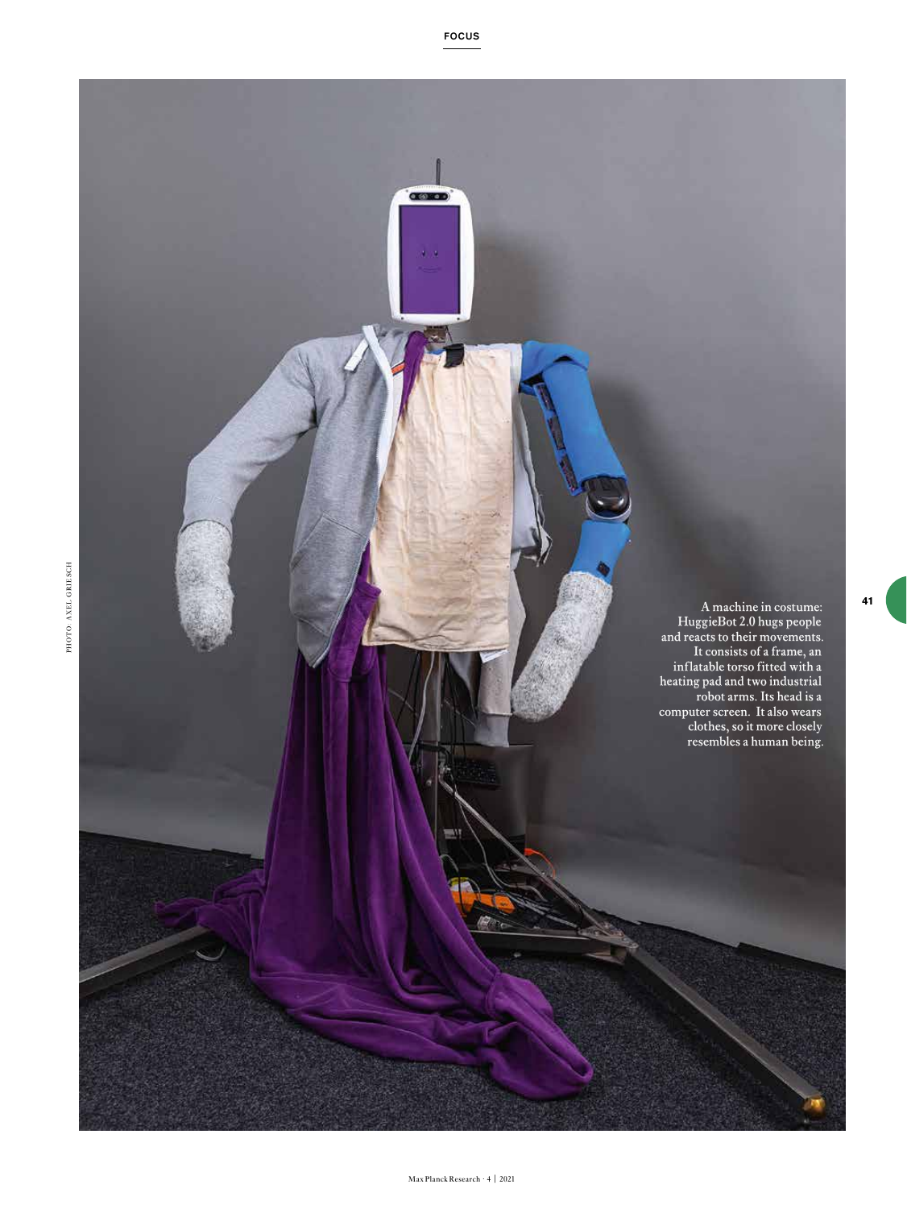A machine in costume: HuggieBot 2.0 hugs people and reacts to their movements. It consists of a frame, an inflatable torso fitted with a heating pad and two industrial robot arms. Its head is a computer screen. It also wears clothes, so it more closely resembles a human being.

PHOTO: AXEL GRIESCH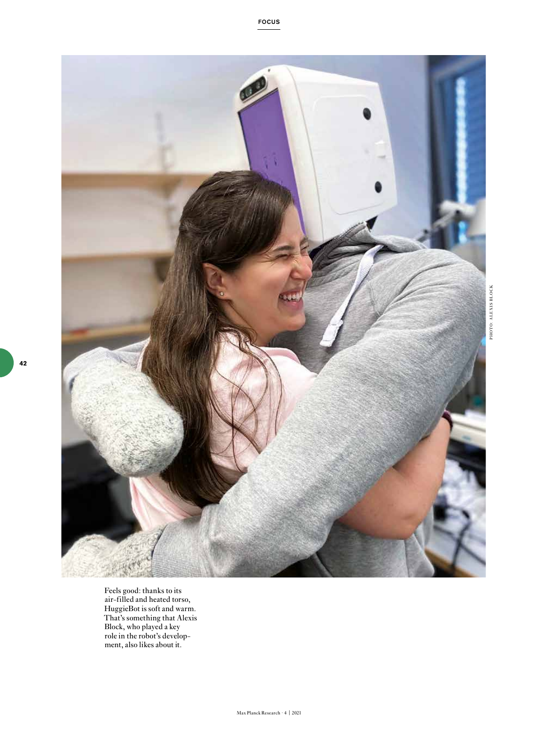Feels good: thanks to its air-filled and heated torso, HuggieBot is soft and warm. That's something that Alexis Block, who played a key role in the robot's development, also likes about it.

PHOTO: ALEXIS BLOCK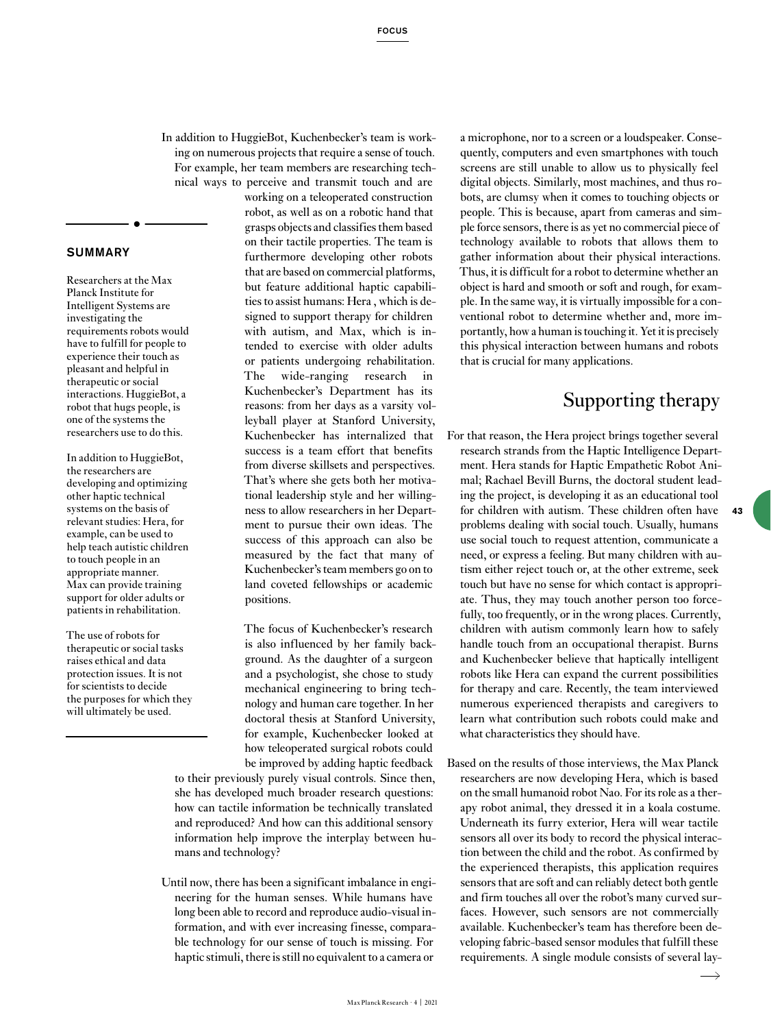In addition to HuggieBot, Kuchenbecker's team is working on numerous projects that require a sense of touch. For example, her team members are researching technical ways to perceive and transmit touch and are working on a teleoperated construction robot, as well as on a robotic hand that grasps objects and classifies them based on their tactile properties. The team is furthermore developing other robots that are based on commercial platforms, but feature additional haptic capabilities to assist humans: Hera , which is designed to support therapy for children with autism, and Max, which is intended to exercise with older adults or patients undergoing rehabilitation. The wide-ranging research in Kuchenbecker's Department has its reasons: from her days as a varsity volleyball player at Stanford University, Kuchenbecker has internalized that success is a team effort that benefits from diverse skillsets and perspectives. That's where she gets both her motivational leadership style and her willingness to allow researchers in her Department to pursue their own ideas. The success of this approach can also be measured by the fact that many of Kuchenbecker's team members go on to land coveted fellowships or academic positions.

### SUMMARY

Researchers at the Max Planck Institute for Intelligent Systems are investigating the requirements robots would have to fulfill for people to experience their touch as pleasant and helpful in therapeutic or social interactions. HuggieBot, a robot that hugs people, is one of the systems the researchers use to do this.

In addition to HuggieBot, the researchers are developing and optimizing other haptic technical systems on the basis of relevant studies: Hera, for example, can be used to help teach autistic children to touch people in an appropriate manner. Max can provide training support for older adults or patients in rehabilitation.

The use of robots for therapeutic or social tasks raises ethical and data protection issues. It is not for scientists to decide the purposes for which they will ultimately be used.

The focus of Kuchenbecker's research is also influenced by her family background. As the daughter of a surgeon and a psychologist, she chose to study mechanical engineering to bring technology and human care together. In her doctoral thesis at Stanford University, for example, Kuchenbecker looked at how teleoperated surgical robots could be improved by adding haptic feedback to their previously purely visual controls. Since then, she has developed much broader research questions: how can tactile information be technically translated and reproduced? And how can this additional sensory information help improve the interplay between humans and technology?

Until now, there has been a significant imbalance in engineering for the human senses. While humans have long been able to record and reproduce audio-visual information, and with ever increasing finesse, comparable technology for our sense of touch is missing. For haptic stimuli, there is still no equivalent to a camera or a microphone, nor to a screen or a loudspeaker. Consequently, computers and even smartphones with touch screens are still unable to allow us to physically feel digital objects. Similarly, most machines, and thus robots, are clumsy when it comes to touching objects or people. This is because, apart from cameras and simple force sensors, there is as yet no commercial piece of technology available to robots that allows them to gather information about their physical interactions. Thus, it is difficult for a robot to determine whether an object is hard and smooth or soft and rough, for example. In the same way, it is virtually impossible for a conventional robot to determine whether and, more importantly, how a human is touching it. Yet it is precisely this physical interaction between humans and robots that is crucial for many applications.

## Supporting therapy

For that reason, the Hera project brings together several research strands from the Haptic Intelligence Department. Hera stands for Haptic Empathetic Robot Animal; Rachael Bevill Burns, the doctoral student leading the project, is developing it as an educational tool for children with autism. These children often have problems dealing with social touch. Usually, humans use social touch to request attention, communicate a need, or express a feeling. But many children with autism either reject touch or, at the other extreme, seek touch but have no sense for which contact is appropriate. Thus, they may touch another person too forcefully, too frequently, or in the wrong places. Currently, children with autism commonly learn how to safely handle touch from an occupational therapist. Burns and Kuchenbecker believe that haptically intelligent robots like Hera can expand the current possibilities for therapy and care. Recently, the team interviewed numerous experienced therapists and caregivers to learn what contribution such robots could make and what characteristics they should have.

Based on the results of those interviews, the Max Planck researchers are now developing Hera, which is based on the small humanoid robot Nao. For its role as a therapy robot animal, they dressed it in a koala costume. Underneath its furry exterior, Hera will wear tactile sensors all over its body to record the physical interaction between the child and the robot. As confirmed by the experienced therapists, this application requires sensors that are soft and can reliably detect both gentle and firm touches all over the robot's many curved surfaces. However, such sensors are not commercially available. Kuchenbecker's team has therefore been developing fabric-based sensor modules that fulfill these requirements. A single module consists of several lay-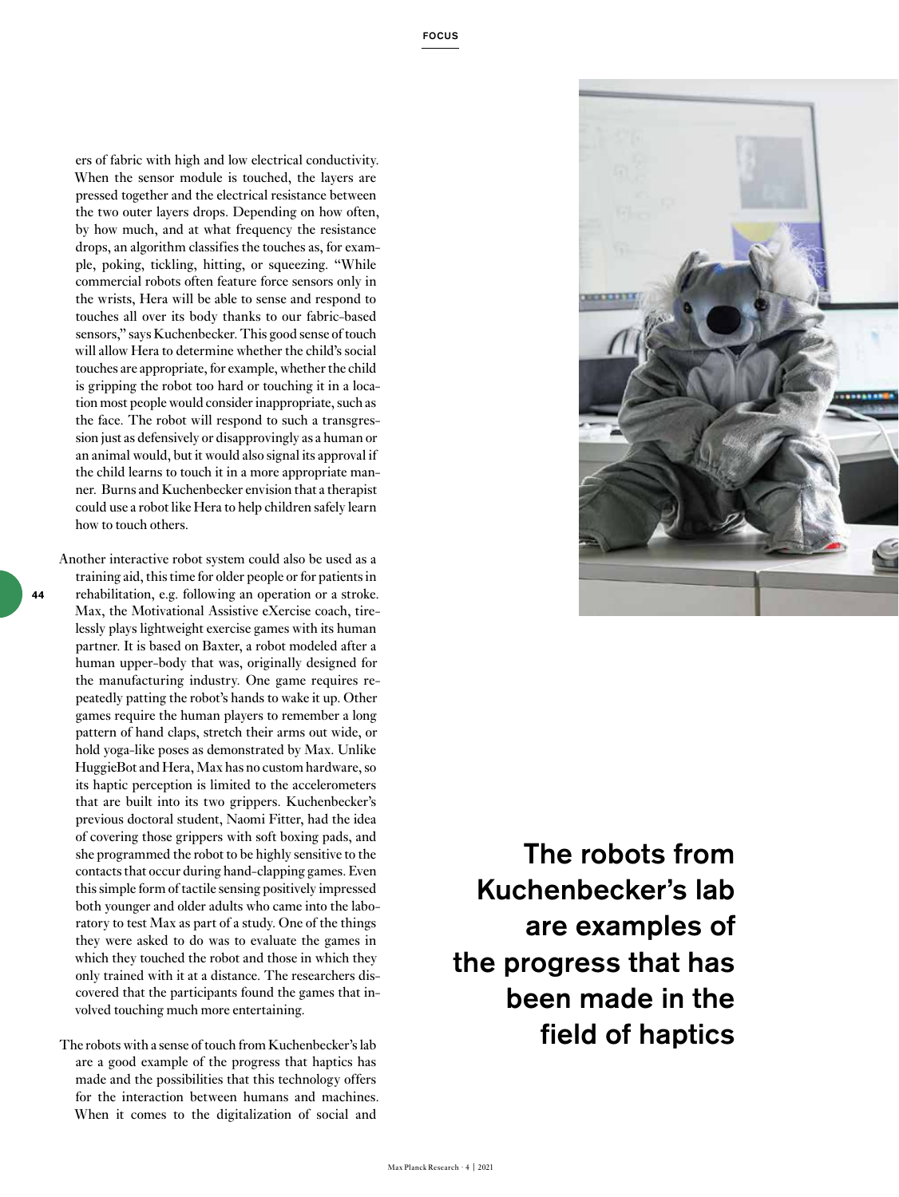ers of fabric with high and low electrical conductivity. When the sensor module is touched, the layers are pressed together and the electrical resistance between the two outer layers drops. Depending on how often, by how much, and at what frequency the resistance drops, an algorithm classifies the touches as, for example, poking, tickling, hitting, or squeezing. "While commercial robots often feature force sensors only in the wrists, Hera will be able to sense and respond to touches all over its body thanks to our fabric-based sensors," says Kuchenbecker. This good sense of touch will allow Hera to determine whether the child's social touches are appropriate, for example, whether the child is gripping the robot too hard or touching it in a location most people would consider inappropriate, such as the face. The robot will respond to such a transgression just as defensively or disapprovingly as a human or an animal would, but it would also signal its approval if the child learns to touch it in a more appropriate manner. Burns and Kuchenbecker envision that a therapist could use a robot like Hera to help children safely learn how to touch others.

Another interactive robot system could also be used as a training aid, this time for older people or for patients in rehabilitation, e.g. following an operation or a stroke. Max, the Motivational Assistive eXercise coach, tirelessly plays lightweight exercise games with its human partner. It is based on Baxter, a robot modeled after a human upper-body that was, originally designed for the manufacturing industry. One game requires repeatedly patting the robot's hands to wake it up. Other games require the human players to remember a long pattern of hand claps, stretch their arms out wide, or hold yoga-like poses as demonstrated by Max. Unlike HuggieBot and Hera, Max has no custom hardware, so its haptic perception is limited to the accelerometers that are built into its two grippers. Kuchenbecker's previous doctoral student, Naomi Fitter, had the idea of covering those grippers with soft boxing pads, and she programmed the robot to be highly sensitive to the contacts that occur during hand-clapping games. Even this simple form of tactile sensing positively impressed both younger and older adults who came into the laboratory to test Max as part of a study. One of the things they were asked to do was to evaluate the games in which they touched the robot and those in which they only trained with it at a distance. The researchers discovered that the participants found the games that involved touching much more entertaining.

**The robots from Kuchenbecker's lab are examples of the progress that has been made in the field of haptics**

The robots with a sense of touch from Kuchenbecker's lab are a good example of the progress that haptics has made and the possibilities that this technology offers for the interaction between humans and machines. When it comes to the digitalization of social and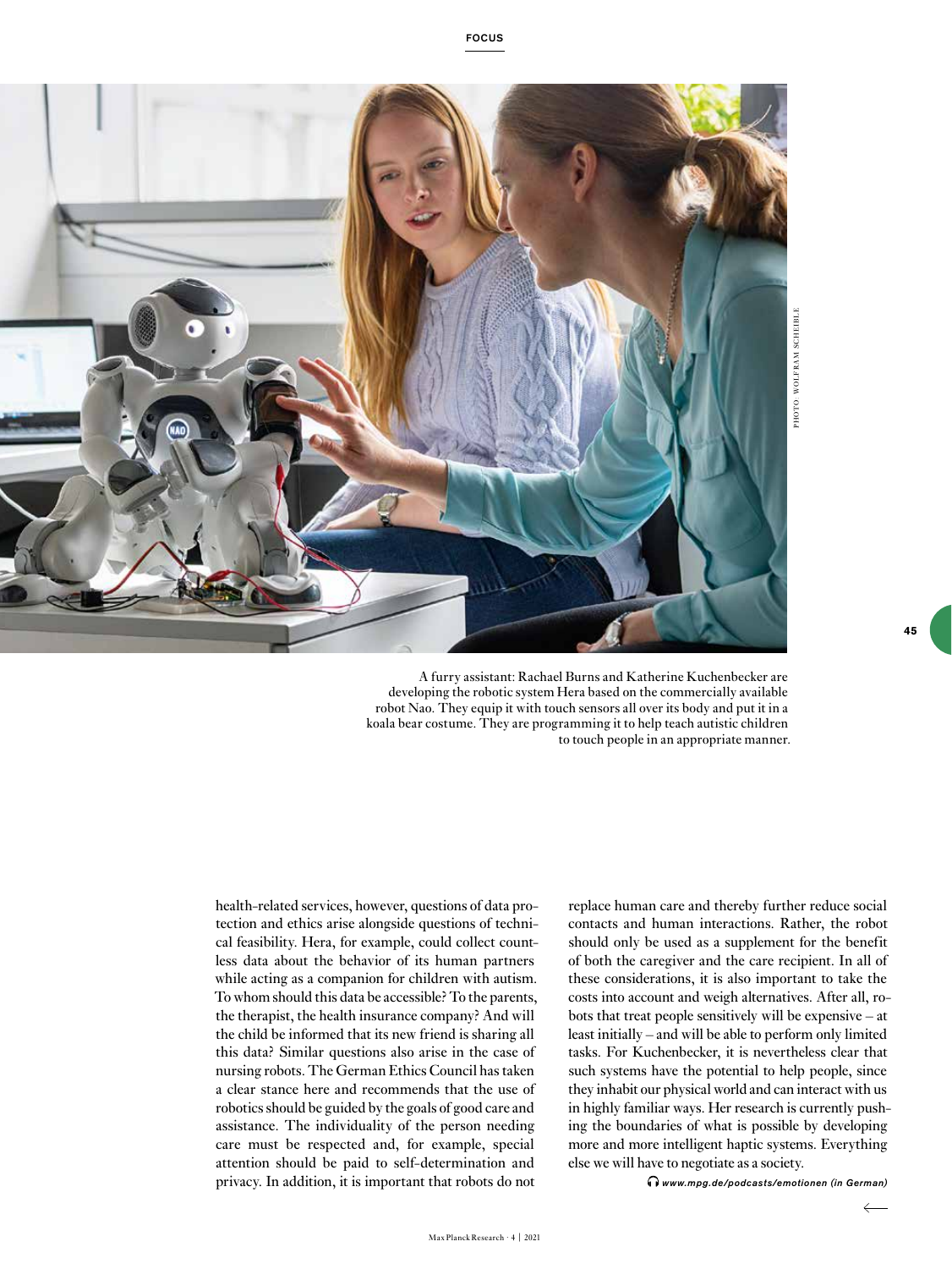A furry assistant: Rachael Burns and Katherine Kuchenbecker are developing the robotic system Hera based on the commercially available robot Nao. They equip it with touch sensors all over its body and put it in a koala bear costume. They are programming it to help teach autistic children to touch people in an appropriate manner.

health-related services, however, questions of data protection and ethics arise alongside questions of technical feasibility. Hera, for example, could collect countless data about the behavior of its human partners while acting as a companion for children with autism. To whom should this data be accessible? To the parents, the therapist, the health insurance company? And will the child be informed that its new friend is sharing all this data? Similar questions also arise in the case of nursing robots. The German Ethics Council has taken a clear stance here and recommends that the use of robotics should be guided by the goals of good care and assistance. The individuality of the person needing care must be respected and, for example, special attention should be paid to self-determination and privacy. In addition, it is important that robots do not replace human care and thereby further reduce social contacts and human interactions. Rather, the robot should only be used as a supplement for the benefit of both the caregiver and the care recipient. In all of these considerations, it is also important to take the costs into account and weigh alternatives. After all, robots that treat people sensitively will be expensive – at least initially – and will be able to perform only limited tasks. For Kuchenbecker, it is nevertheless clear that such systems have the potential to help people, since they inhabit our physical world and can interact with us in highly familiar ways. Her research is currently pushing the boundaries of what is possible by developing more and more intelligent haptic systems. Everything else we will have to negotiate as a society.

*www.mpg.de/podcasts/emotionen (in German)*